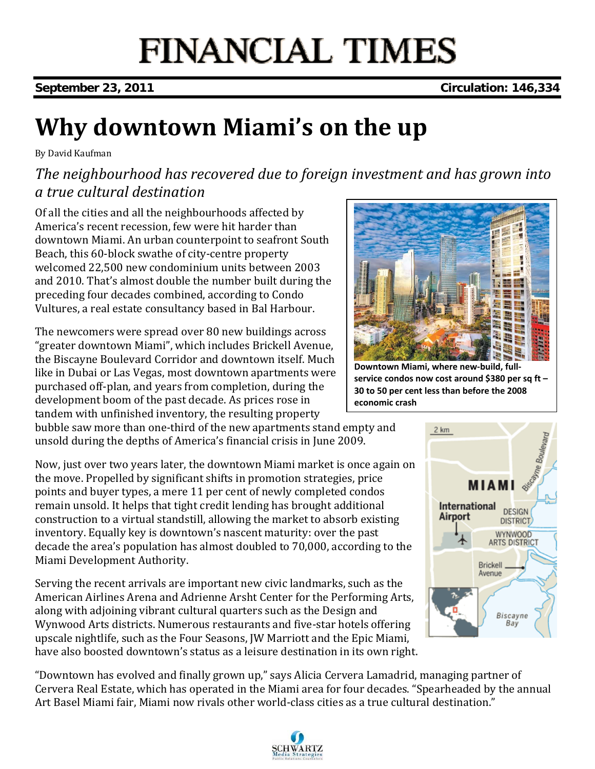# FINANCIAL TIMES

**September 23, 2011** **Circulation: 146,334**

# Why downtown Miami's on the up

By David Kaufman

*The neighbourhood has recovered due to foreign investment and has grown into a true cultural destination*

Of all the cities and all the neighbourhoods affected by America's recent recession, few were hit harder than downtown Miami. An urban counterpoint to seafront South Beach, this 60-block swathe of city-centre property welcomed 22,500 new condominium units between 2003 and 2010. That's almost double the number built during the preceding four decades combined, according to Condo Vultures, a real estate consultancy based in Bal Harbour.

The newcomers were spread over 80 new buildings across "greater downtown Miami", which includes Brickell Avenue, the Biscayne Boulevard Corridor and downtown itself. Much like in Dubai or Las Vegas, most downtown apartments were purchased off-plan, and years from completion, during the development boom of the past decade. As prices rose in tandem with unfinished inventory, the resulting property bubble saw more than one-third of the new apartments stand empty and unsold during the depths of America's financial crisis in June 2009.

**Downtown Miami, where new-build, full-service condos now cost around $380 per sq ft – 30 to 50 per cent less than before the 2008 economic crash**

Now, just over two years later, the downtown Miami market is once again on the move. Propelled by significant shifts in promotion strategies, price points and buyer types, a mere 11 per cent of newly completed condos remain unsold. It helps that tight credit lending has brought additional construction to a virtual standstill, allowing the market to absorb existing inventory. Equally key is downtown's nascent maturity: over the past decade the area's population has almost doubled to 70,000, according to the Miami Development Authority.

Serving the recent arrivals are important new civic landmarks, such as the American Airlines Arena and Adrienne Arsht Center for the Performing Arts, along with adjoining vibrant cultural quarters such as the Design and Wynwood Arts districts. Numerous restaurants and five-star hotels offering upscale nightlife, such as the Four Seasons, JW Marriott and the Epic Miami, have also boosted downtown's status as a leisure destination in its own right.

"Downtown has evolved and finally grown up," says Alicia Cervera Lamadrid, managing partner of Cervera Real Estate, which has operated in the Miami area for four decades. "Spearheaded by the annual Art Basel Miami fair, Miami now rivals other world-class cities as a true cultural destination."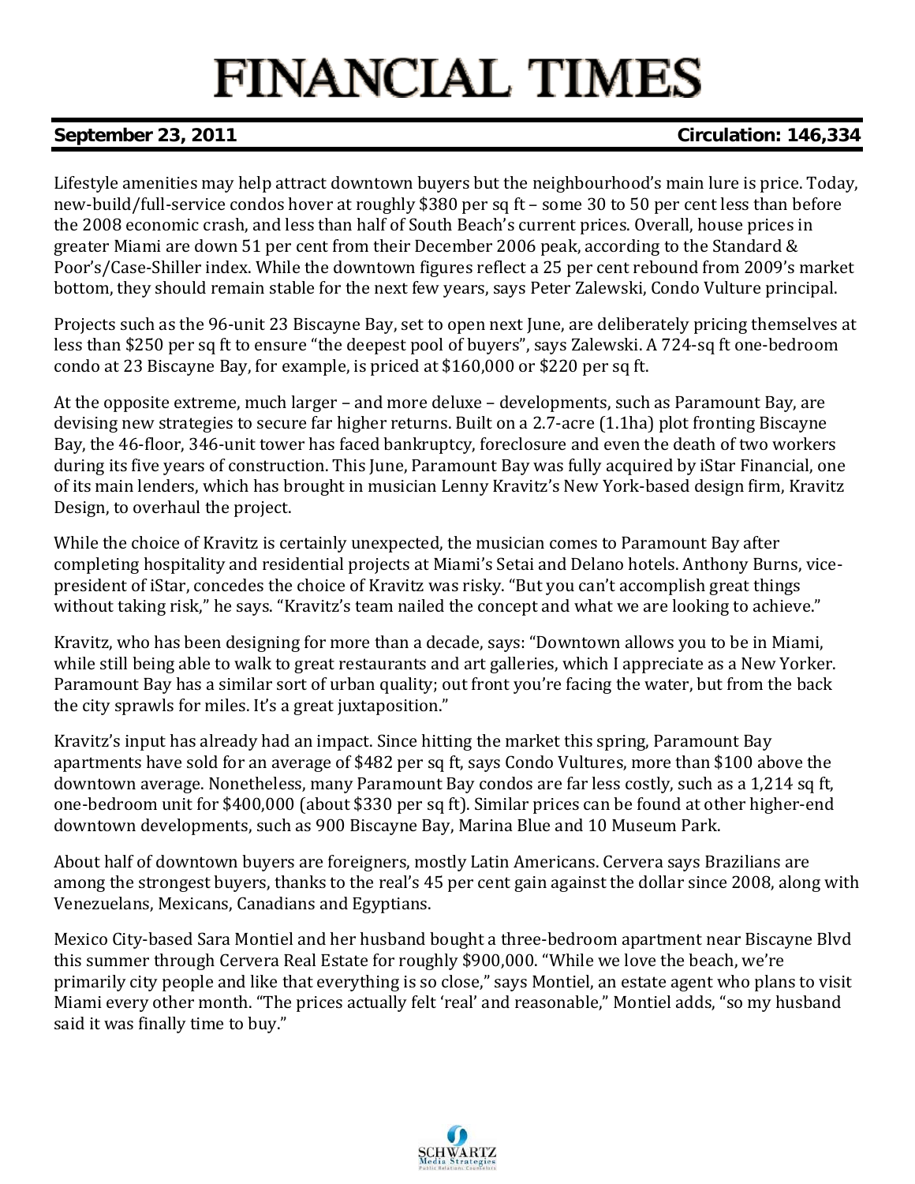# FINANCIAL TIMES

**September 23, 2011** **Circulation: 146,334**

Lifestyle amenities may help attract downtown buyers but the neighbourhood's main lure is price. Today, new-build/full-service condos hover at roughly $380 per sq ft – some 30 to 50 per cent less than before the 2008 economic crash, and less than half of South Beach's current prices. Overall, house prices in greater Miami are down 51 per cent from their December 2006 peak, according to the Standard & Poor's/Case-Shiller index. While the downtown figures reflect a 25 per cent rebound from 2009's market bottom, they should remain stable for the next few years, says Peter Zalewski, Condo Vulture principal.

Projects such as the 96-unit 23 Biscayne Bay, set to open next June, are deliberately pricing themselves at less than $250 per sq ft to ensure "the deepest pool of buyers", says Zalewski. A 724-sq ft one-bedroom condo at 23 Biscayne Bay, for example, is priced at $160,000 or $220 per sq ft.

At the opposite extreme, much larger – and more deluxe – developments, such as Paramount Bay, are devising new strategies to secure far higher returns. Built on a 2.7-acre (1.1ha) plot fronting Biscayne Bay, the 46-floor, 346-unit tower has faced bankruptcy, foreclosure and even the death of two workers during its five years of construction. This June, Paramount Bay was fully acquired by iStar Financial, one of its main lenders, which has brought in musician Lenny Kravitz's New York-based design firm, Kravitz Design, to overhaul the project.

While the choice of Kravitz is certainly unexpected, the musician comes to Paramount Bay after completing hospitality and residential projects at Miami's Setai and Delano hotels. Anthony Burns, vice-president of iStar, concedes the choice of Kravitz was risky. "But you can't accomplish great things without taking risk," he says. "Kravitz's team nailed the concept and what we are looking to achieve."

Kravitz, who has been designing for more than a decade, says: "Downtown allows you to be in Miami, while still being able to walk to great restaurants and art galleries, which I appreciate as a New Yorker. Paramount Bay has a similar sort of urban quality; out front you're facing the water, but from the back the city sprawls for miles. It's a great juxtaposition."

Kravitz's input has already had an impact. Since hitting the market this spring, Paramount Bay apartments have sold for an average of $482 per sq ft, says Condo Vultures, more than $100 above the downtown average. Nonetheless, many Paramount Bay condos are far less costly, such as a 1,214 sq ft, one-bedroom unit for $400,000 (about $330 per sq ft). Similar prices can be found at other higher-end downtown developments, such as 900 Biscayne Bay, Marina Blue and 10 Museum Park.

About half of downtown buyers are foreigners, mostly Latin Americans. Cervera says Brazilians are among the strongest buyers, thanks to the real's 45 per cent gain against the dollar since 2008, along with Venezuelans, Mexicans, Canadians and Egyptians.

Mexico City-based Sara Montiel and her husband bought a three-bedroom apartment near Biscayne Blvd this summer through Cervera Real Estate for roughly $900,000. "While we love the beach, we're primarily city people and like that everything is so close," says Montiel, an estate agent who plans to visit Miami every other month. "The prices actually felt 'real' and reasonable," Montiel adds, "so my husband said it was finally time to buy."